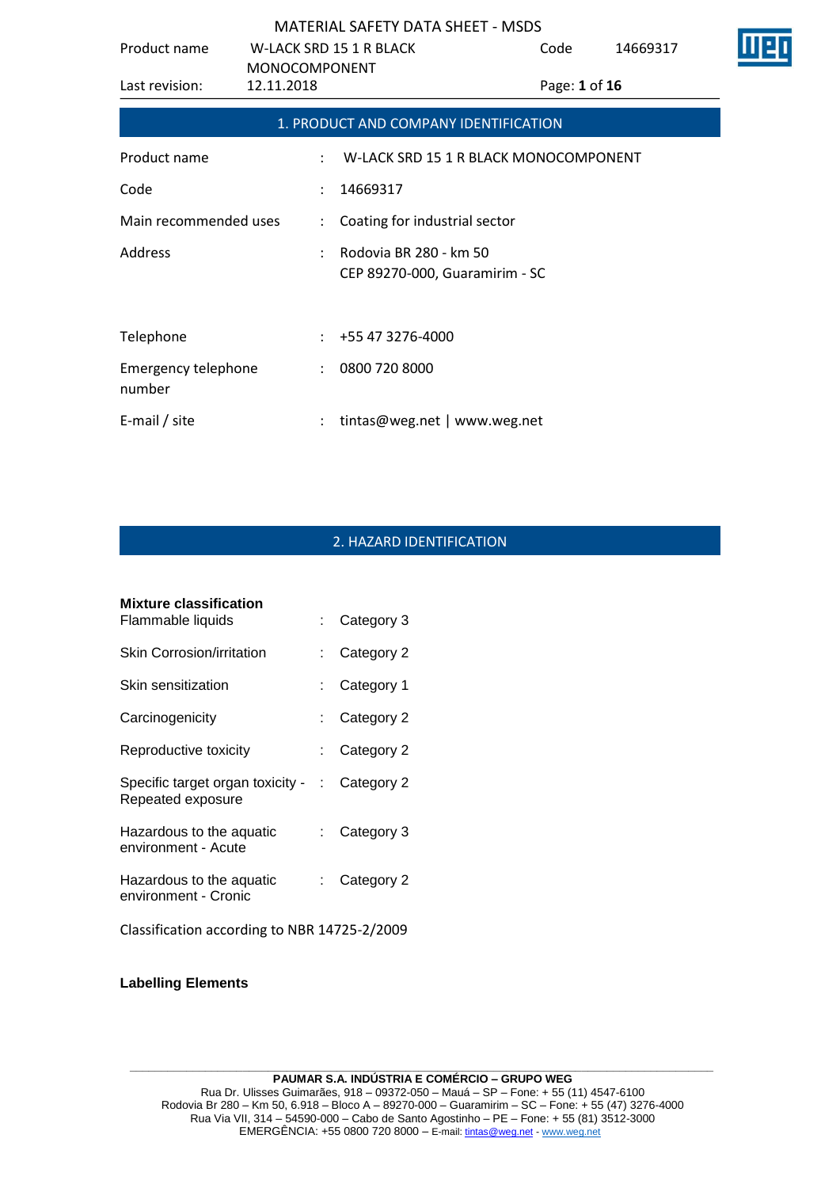## 1. PRODUCT AND COMPANY IDENTIFICATION

| | | |
|---|---|---|
| Product name | : | W-LACK SRD 15 1 R BLACK MONOCOMPONENT |
| Code | : | 14669317 |
| Main recommended uses | : | Coating for industrial sector |
| Address | : | Rodovia BR 280 - km 50<br>CEP 89270-000, Guaramirim - SC |
| Telephone | : | +55 47 3276-4000 |
| Emergency telephone number | : | 0800 720 8000 |
| E-mail / site | : | tintas@weg.net \| www.weg.net |

## 2. HAZARD IDENTIFICATION

**Mixture classification**

| | | |
|---|---|---|
| Flammable liquids | : | Category 3 |
| Skin Corrosion/irritation | : | Category 2 |
| Skin sensitization | : | Category 1 |
| Carcinogenicity | : | Category 2 |
| Reproductive toxicity | : | Category 2 |
| Specific target organ toxicity - Repeated exposure | : | Category 2 |
| Hazardous to the aquatic environment - Acute | : | Category 3 |
| Hazardous to the aquatic environment - Cronic | : | Category 2 |

Classification according to NBR 14725-2/2009

**Labelling Elements**

**PAUMAR S.A. INDÚSTRIA E COMÉRCIO – GRUPO WEG**
Rua Dr. Ulisses Guimarães, 918 – 09372-050 – Mauá – SP – Fone: + 55 (11) 4547-6100
Rodovia Br 280 – Km 50, 6.918 – Bloco A – 89270-000 – Guaramirim – SC – Fone: + 55 (47) 3276-4000
Rua Via VII, 314 – 54590-000 – Cabo de Santo Agostinho – PE – Fone: + 55 (81) 3512-3000
EMERGÊNCIA: +55 0800 720 8000 – E-mail: tintas@weg.net - www.weg.net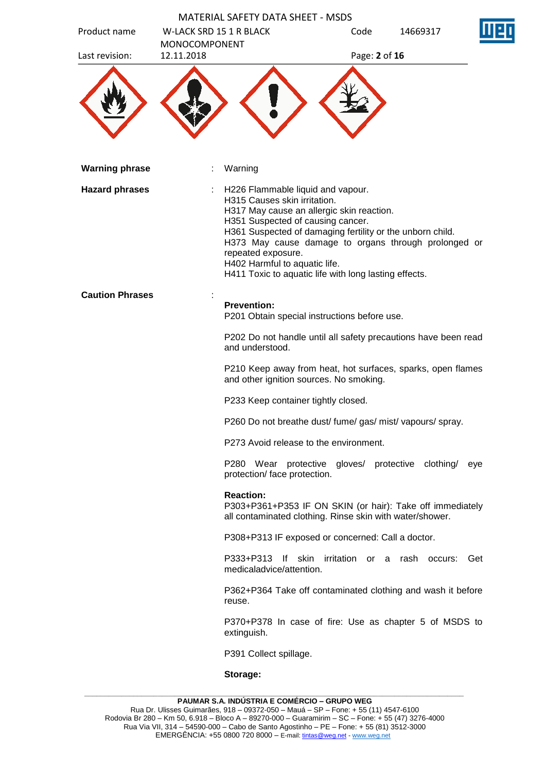**Warning phrase** : Warning

**Hazard phrases** :

H226 Flammable liquid and vapour.
H315 Causes skin irritation.
H317 May cause an allergic skin reaction.
H351 Suspected of causing cancer.
H361 Suspected of damaging fertility or the unborn child.
H373 May cause damage to organs through prolonged or repeated exposure.
H402 Harmful to aquatic life.
H411 Toxic to aquatic life with long lasting effects.

**Caution Phrases** :

**Prevention:**

P201 Obtain special instructions before use.

P202 Do not handle until all safety precautions have been read and understood.

P210 Keep away from heat, hot surfaces, sparks, open flames and other ignition sources. No smoking.

P233 Keep container tightly closed.

P260 Do not breathe dust/ fume/ gas/ mist/ vapours/ spray.

P273 Avoid release to the environment.

P280 Wear protective gloves/ protective clothing/ eye protection/ face protection.

**Reaction:**

P303+P361+P353 IF ON SKIN (or hair): Take off immediately all contaminated clothing. Rinse skin with water/shower.

P308+P313 IF exposed or concerned: Call a doctor.

P333+P313 If skin irritation or a rash occurs: Get medicaladvice/attention.

P362+P364 Take off contaminated clothing and wash it before reuse.

P370+P378 In case of fire: Use as chapter 5 of MSDS to extinguish.

P391 Collect spillage.

**Storage:**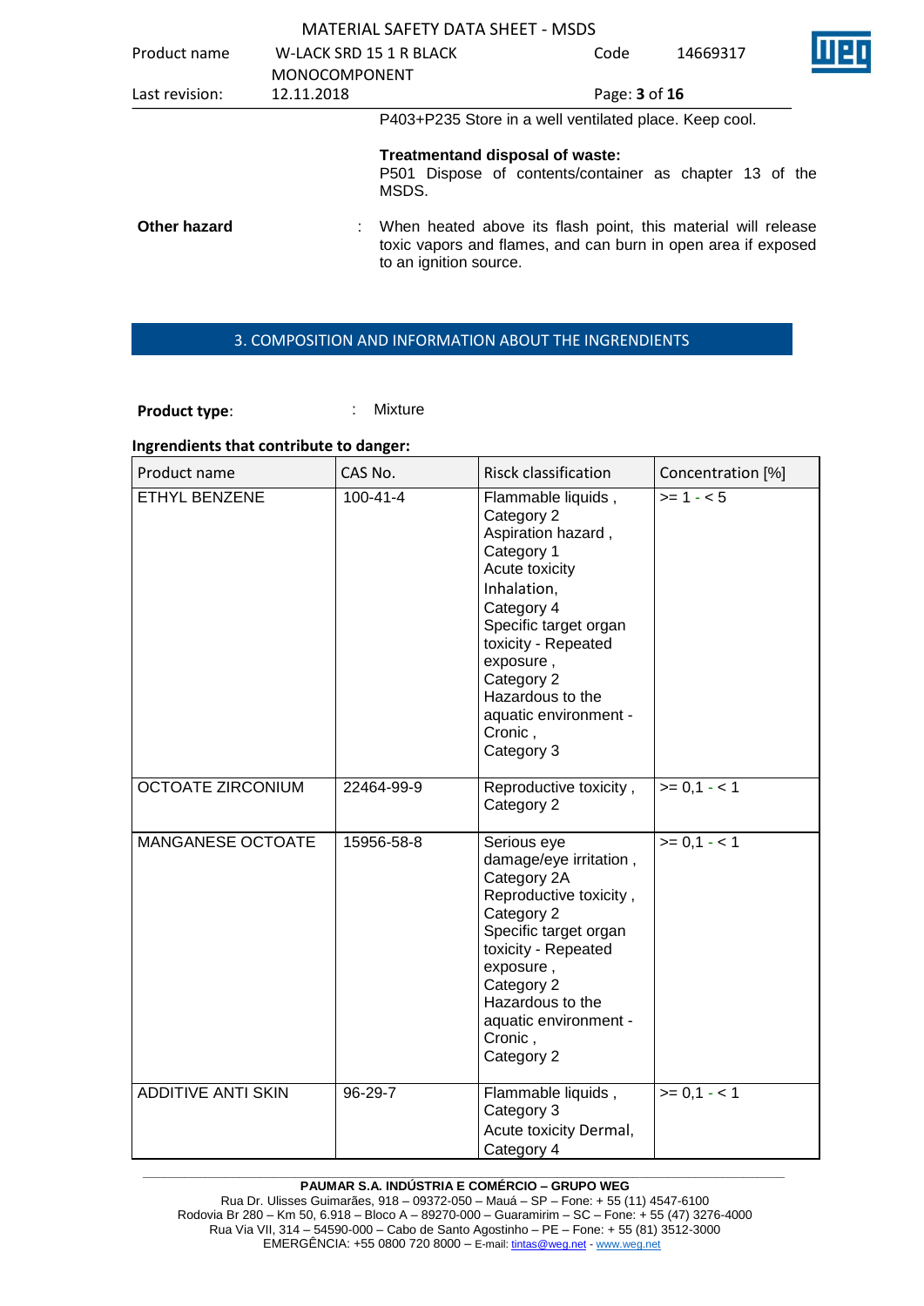P403+P235 Store in a well ventilated place. Keep cool.

**Treatmentand disposal of waste:**
P501 Dispose of contents/container as chapter 13 of the MSDS.

**Other hazard** : When heated above its flash point, this material will release toxic vapors and flames, and can burn in open area if exposed to an ignition source.

## 3. COMPOSITION AND INFORMATION ABOUT THE INGRENDIENTS

**Product type**: Mixture

**Ingrendients that contribute to danger:**

| Product name | CAS No. | Risck classification | Concentration [%] |
|---|---|---|---|
| ETHYL BENZENE | 100-41-4 | Flammable liquids , Category 2<br>Aspiration hazard , Category 1<br>Acute toxicity Inhalation, Category 4<br>Specific target organ toxicity - Repeated exposure , Category 2<br>Hazardous to the aquatic environment - Cronic , Category 3 | >= 1 - < 5 |
| OCTOATE ZIRCONIUM | 22464-99-9 | Reproductive toxicity , Category 2 | >= 0,1 - < 1 |
| MANGANESE OCTOATE | 15956-58-8 | Serious eye damage/eye irritation , Category 2A<br>Reproductive toxicity , Category 2<br>Specific target organ toxicity - Repeated exposure , Category 2<br>Hazardous to the aquatic environment - Cronic , Category 2 | >= 0,1 - < 1 |
| ADDITIVE ANTI SKIN | 96-29-7 | Flammable liquids , Category 3<br>Acute toxicity Dermal, Category 4 | >= 0,1 - < 1 |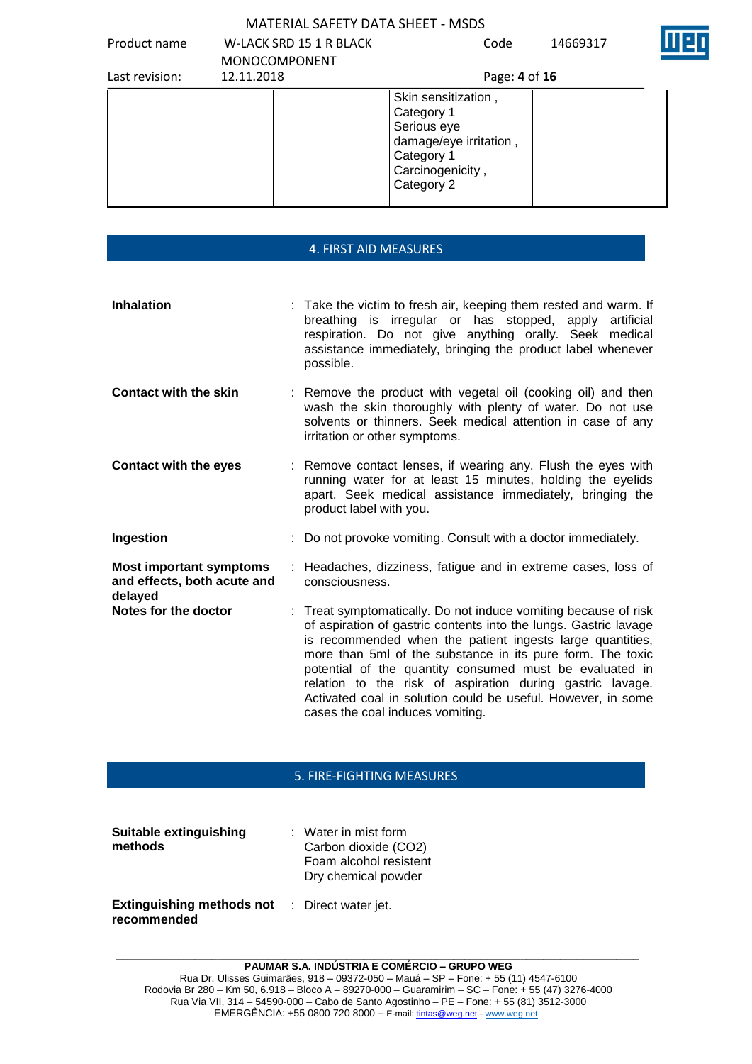| | | | |
|---|---|---|---|
| | | Skin sensitization , Category 1<br>Serious eye damage/eye irritation , Category 1<br>Carcinogenicity , Category 2 | |

## 4. FIRST AID MEASURES

**Inhalation** : Take the victim to fresh air, keeping them rested and warm. If breathing is irregular or has stopped, apply artificial respiration. Do not give anything orally. Seek medical assistance immediately, bringing the product label whenever possible.

**Contact with the skin** : Remove the product with vegetal oil (cooking oil) and then wash the skin thoroughly with plenty of water. Do not use solvents or thinners. Seek medical attention in case of any irritation or other symptoms.

**Contact with the eyes** : Remove contact lenses, if wearing any. Flush the eyes with running water for at least 15 minutes, holding the eyelids apart. Seek medical assistance immediately, bringing the product label with you.

**Ingestion** : Do not provoke vomiting. Consult with a doctor immediately.

**Most important symptoms and effects, both acute and delayed** : Headaches, dizziness, fatigue and in extreme cases, loss of consciousness.

**Notes for the doctor** : Treat symptomatically. Do not induce vomiting because of risk of aspiration of gastric contents into the lungs. Gastric lavage is recommended when the patient ingests large quantities, more than 5ml of the substance in its pure form. The toxic potential of the quantity consumed must be evaluated in relation to the risk of aspiration during gastric lavage. Activated coal in solution could be useful. However, in some cases the coal induces vomiting.

## 5. FIRE-FIGHTING MEASURES

**Suitable extinguishing methods** : Water in mist form
Carbon dioxide ($CO_2$)
Foam alcohol resistent
Dry chemical powder

**Extinguishing methods not recommended** : Direct water jet.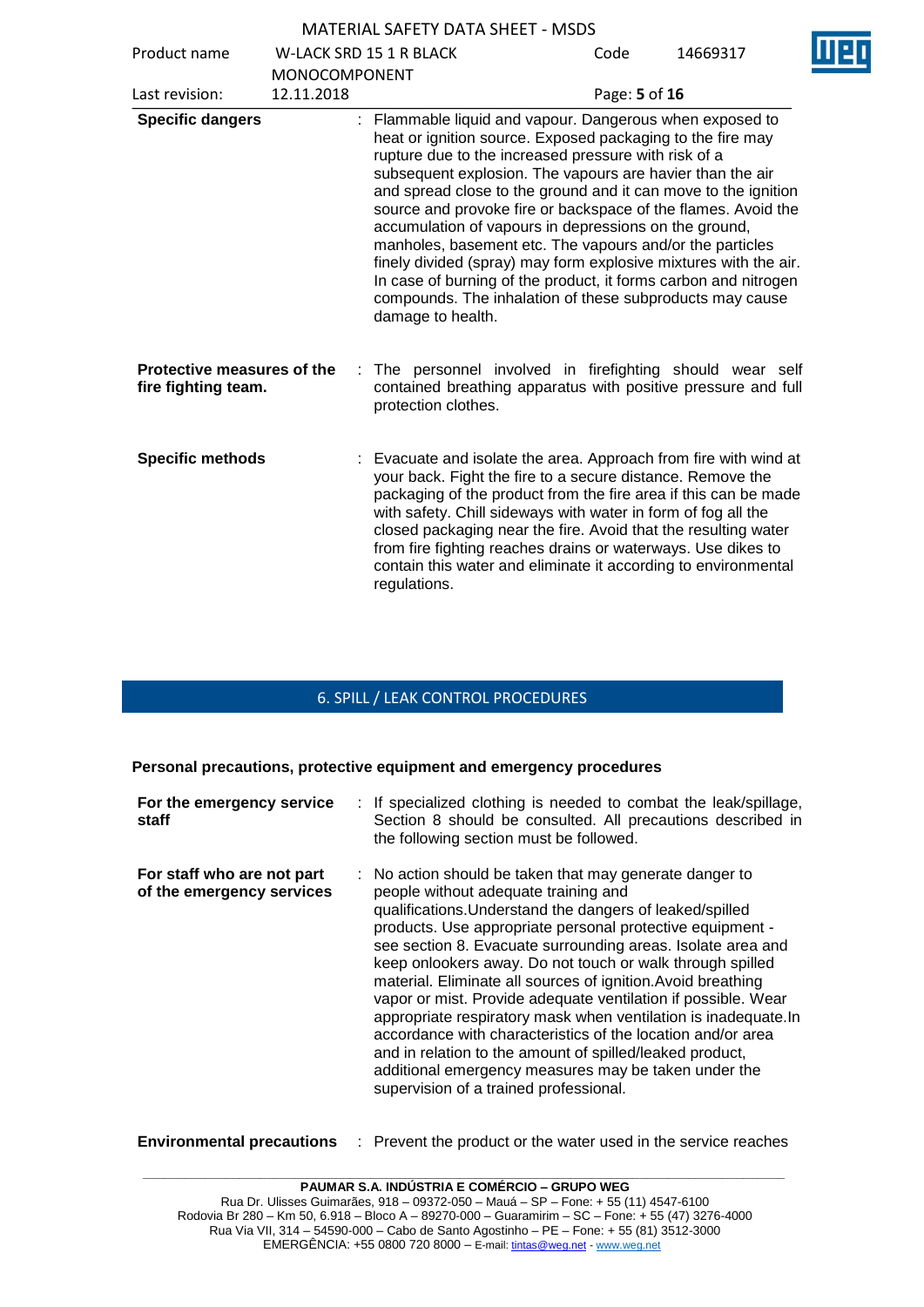**Specific dangers** : Flammable liquid and vapour. Dangerous when exposed to heat or ignition source. Exposed packaging to the fire may rupture due to the increased pressure with risk of a subsequent explosion. The vapours are havier than the air and spread close to the ground and it can move to the ignition source and provoke fire or backspace of the flames. Avoid the accumulation of vapours in depressions on the ground, manholes, basement etc. The vapours and/or the particles finely divided (spray) may form explosive mixtures with the air. In case of burning of the product, it forms carbon and nitrogen compounds. The inhalation of these subproducts may cause damage to health.

**Protective measures of the fire fighting team.** : The personnel involved in firefighting should wear self contained breathing apparatus with positive pressure and full protection clothes.

**Specific methods** : Evacuate and isolate the area. Approach from fire with wind at your back. Fight the fire to a secure distance. Remove the packaging of the product from the fire area if this can be made with safety. Chill sideways with water in form of fog all the closed packaging near the fire. Avoid that the resulting water from fire fighting reaches drains or waterways. Use dikes to contain this water and eliminate it according to environmental regulations.

## 6. SPILL / LEAK CONTROL PROCEDURES

**Personal precautions, protective equipment and emergency procedures**

**For the emergency service staff** : If specialized clothing is needed to combat the leak/spillage, Section 8 should be consulted. All precautions described in the following section must be followed.

**For staff who are not part of the emergency services** : No action should be taken that may generate danger to people without adequate training and qualifications.Understand the dangers of leaked/spilled products. Use appropriate personal protective equipment - see section 8. Evacuate surrounding areas. Isolate area and keep onlookers away. Do not touch or walk through spilled material. Eliminate all sources of ignition.Avoid breathing vapor or mist. Provide adequate ventilation if possible. Wear appropriate respiratory mask when ventilation is inadequate.In accordance with characteristics of the location and/or area and in relation to the amount of spilled/leaked product, additional emergency measures may be taken under the supervision of a trained professional.

**Environmental precautions** : Prevent the product or the water used in the service reaches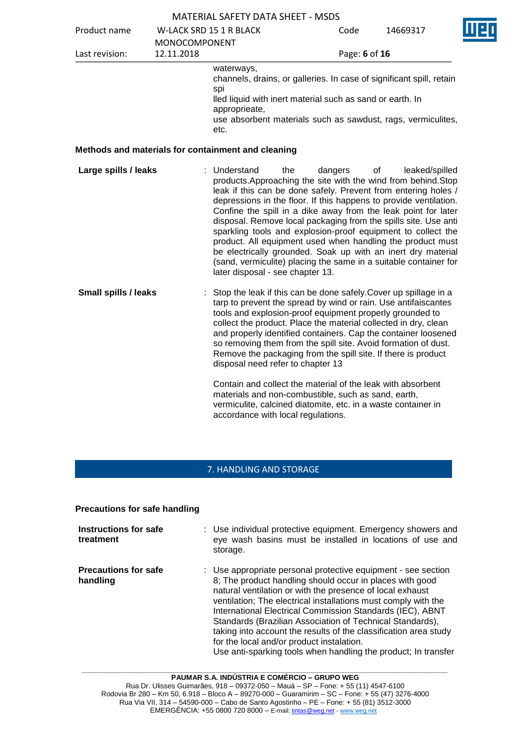waterways,
channels, drains, or galleries. In case of significant spill, retain spi
lled liquid with inert material such as sand or earth. In approprieate,
use absorbent materials such as sawdust, rags, vermiculites, etc.

**Methods and materials for containment and cleaning**

**Large spills / leaks** : Understand the dangers of leaked/spilled products.Approaching the site with the wind from behind.Stop leak if this can be done safely. Prevent from entering holes / depressions in the floor. If this happens to provide ventilation. Confine the spill in a dike away from the leak point for later disposal. Remove local packaging from the spills site. Use anti sparkling tools and explosion-proof equipment to collect the product. All equipment used when handling the product must be electrically grounded. Soak up with an inert dry material (sand, vermiculite) placing the same in a suitable container for later disposal - see chapter 13.

**Small spills / leaks** : Stop the leak if this can be done safely.Cover up spillage in a tarp to prevent the spread by wind or rain. Use antifaiscantes tools and explosion-proof equipment properly grounded to collect the product. Place the material collected in dry, clean and properly identified containers. Cap the container loosened so removing them from the spill site. Avoid formation of dust. Remove the packaging from the spill site. If there is product disposal need refer to chapter 13

Contain and collect the material of the leak with absorbent materials and non-combustible, such as sand, earth, vermiculite, calcined diatomite, etc. in a waste container in accordance with local regulations.

## 7. HANDLING AND STORAGE

**Precautions for safe handling**

**Instructions for safe treatment** : Use individual protective equipment. Emergency showers and eye wash basins must be installed in locations of use and storage.

**Precautions for safe handling** : Use appropriate personal protective equipment - see section 8; The product handling should occur in places with good natural ventilation or with the presence of local exhaust ventilation; The electrical installations must comply with the International Electrical Commission Standards (IEC), ABNT Standards (Brazilian Association of Technical Standards), taking into account the results of the classification area study for the local and/or product instalation.
Use anti-sparking tools when handling the product; In transfer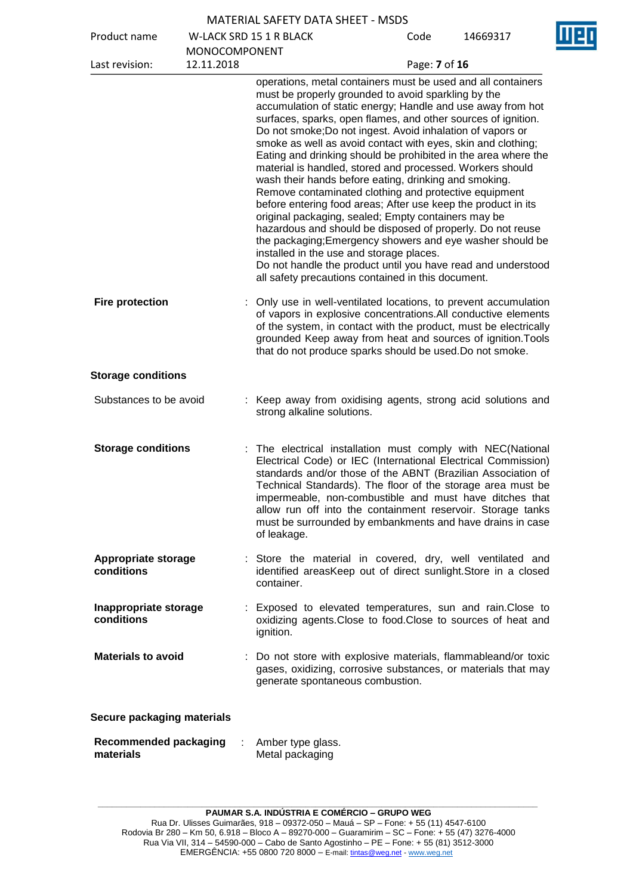operations, metal containers must be used and all containers must be properly grounded to avoid sparkling by the accumulation of static energy; Handle and use away from hot surfaces, sparks, open flames, and other sources of ignition. Do not smoke;Do not ingest. Avoid inhalation of vapors or smoke as well as avoid contact with eyes, skin and clothing; Eating and drinking should be prohibited in the area where the material is handled, stored and processed. Workers should wash their hands before eating, drinking and smoking. Remove contaminated clothing and protective equipment before entering food areas; After use keep the product in its original packaging, sealed; Empty containers may be hazardous and should be disposed of properly. Do not reuse the packaging;Emergency showers and eye washer should be installed in the use and storage places.
Do not handle the product until you have read and understood all safety precautions contained in this document.

**Fire protection** : Only use in well-ventilated locations, to prevent accumulation of vapors in explosive concentrations.All conductive elements of the system, in contact with the product, must be electrically grounded Keep away from heat and sources of ignition.Tools that do not produce sparks should be used.Do not smoke.

**Storage conditions**

Substances to be avoid : Keep away from oxidising agents, strong acid solutions and strong alkaline solutions.

**Storage conditions** : The electrical installation must comply with NEC(National Electrical Code) or IEC (International Electrical Commission) standards and/or those of the ABNT (Brazilian Association of Technical Standards). The floor of the storage area must be impermeable, non-combustible and must have ditches that allow run off into the containment reservoir. Storage tanks must be surrounded by embankments and have drains in case of leakage.

**Appropriate storage conditions** : Store the material in covered, dry, well ventilated and identified areasKeep out of direct sunlight.Store in a closed container.

**Inappropriate storage conditions** : Exposed to elevated temperatures, sun and rain.Close to oxidizing agents.Close to food.Close to sources of heat and ignition.

**Materials to avoid** : Do not store with explosive materials, flammableand/or toxic gases, oxidizing, corrosive substances, or materials that may generate spontaneous combustion.

**Secure packaging materials**

**Recommended packaging materials** : Amber type glass.
Metal packaging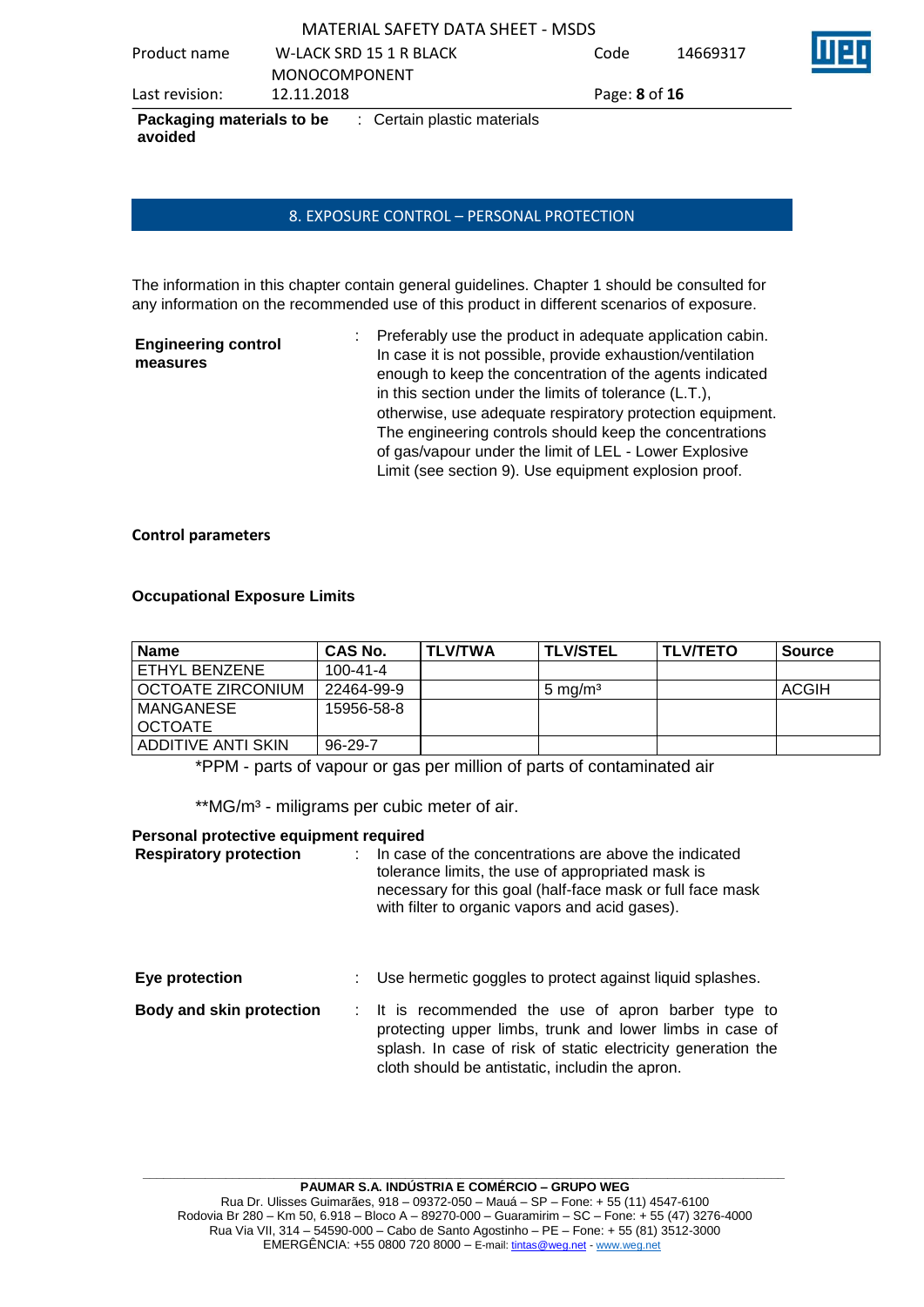**Packaging materials to be avoided** : Certain plastic materials

## 8. EXPOSURE CONTROL – PERSONAL PROTECTION

The information in this chapter contain general guidelines. Chapter 1 should be consulted for any information on the recommended use of this product in different scenarios of exposure.

**Engineering control measures** : Preferably use the product in adequate application cabin. In case it is not possible, provide exhaustion/ventilation enough to keep the concentration of the agents indicated in this section under the limits of tolerance (L.T.), otherwise, use adequate respiratory protection equipment. The engineering controls should keep the concentrations of gas/vapour under the limit of LEL - Lower Explosive Limit (see section 9). Use equipment explosion proof.

**Control parameters**

**Occupational Exposure Limits**

| Name | CAS No. | TLV/TWA | TLV/STEL | TLV/TETO | Source |
|---|---|---|---|---|---|
| ETHYL BENZENE | 100-41-4 | | | | |
| OCTOATE ZIRCONIUM | 22464-99-9 | | 5 mg/m³ | | ACGIH |
| MANGANESE OCTOATE | 15956-58-8 | | | | |
| ADDITIVE ANTI SKIN | 96-29-7 | | | | |

*PPM - parts of vapour or gas per million of parts of contaminated air

**MG/m³ - miligrams per cubic meter of air.

**Personal protective equipment required**

**Respiratory protection** : In case of the concentrations are above the indicated tolerance limits, the use of appropriated mask is necessary for this goal (half-face mask or full face mask with filter to organic vapors and acid gases).

**Eye protection** : Use hermetic goggles to protect against liquid splashes.

**Body and skin protection** : It is recommended the use of apron barber type to protecting upper limbs, trunk and lower limbs in case of splash. In case of risk of static electricity generation the cloth should be antistatic, includin the apron.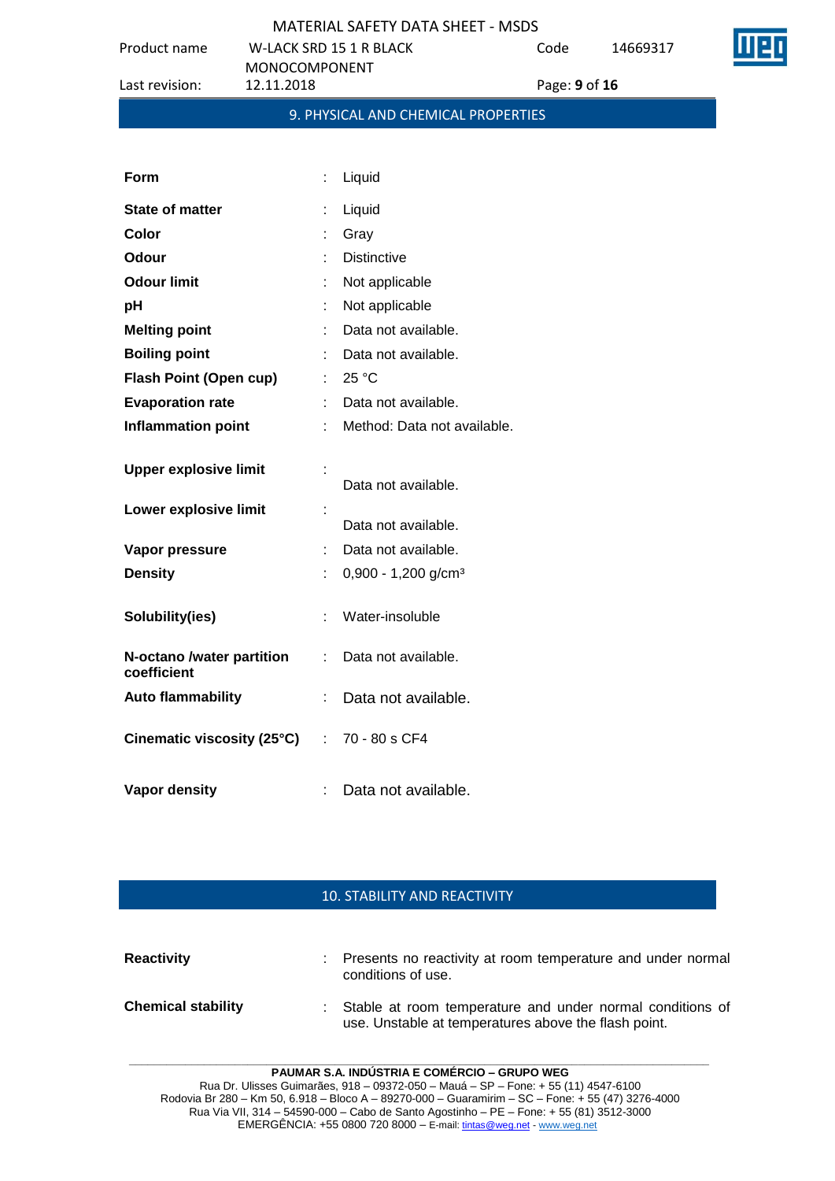## 9. PHYSICAL AND CHEMICAL PROPERTIES

| | | |
|---|---|---|
| **Form** | : | Liquid |
| **State of matter** | : | Liquid |
| **Color** | : | Gray |
| **Odour** | : | Distinctive |
| **Odour limit** | : | Not applicable |
| **pH** | : | Not applicable |
| **Melting point** | : | Data not available. |
| **Boiling point** | : | Data not available. |
| **Flash Point (Open cup)** | : | 25 °C |
| **Evaporation rate** | : | Data not available. |
| **Inflammation point** | : | Method: Data not available. |
| **Upper explosive limit** | : | Data not available. |
| **Lower explosive limit** | : | Data not available. |
| **Vapor pressure** | : | Data not available. |
| **Density** | : | 0,900 - 1,200 g/cm³ |
| **Solubility(ies)** | : | Water-insoluble |
| **N-octano /water partition coefficient** | : | Data not available. |
| **Auto flammability** | : | Data not available. |
| **Cinematic viscosity (25°C)** | : | 70 - 80 s CF4 |
| **Vapor density** | : | Data not available. |

## 10. STABILITY AND REACTIVITY

| | | |
|---|---|---|
| **Reactivity** | : | Presents no reactivity at room temperature and under normal conditions of use. |
| **Chemical stability** | : | Stable at room temperature and under normal conditions of use. Unstable at temperatures above the flash point. |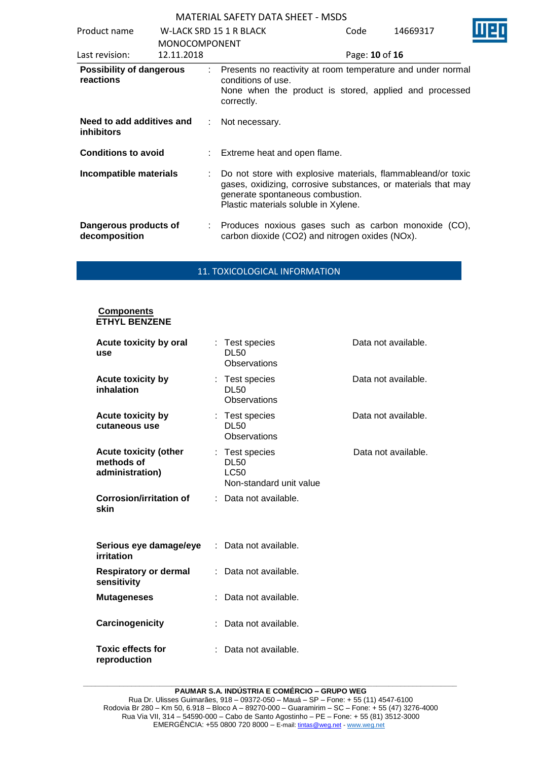| | | |
|---|---|---|
| **Possibility of dangerous reactions** | : | Presents no reactivity at room temperature and under normal conditions of use.<br>None when the product is stored, applied and processed correctly. |
| **Need to add additives and inhibitors** | : | Not necessary. |
| **Conditions to avoid** | : | Extreme heat and open flame. |
| **Incompatible materials** | : | Do not store with explosive materials, flammableand/or toxic gases, oxidizing, corrosive substances, or materials that may generate spontaneous combustion.<br>Plastic materials soluble in Xylene. |
| **Dangerous products of decomposition** | : | Produces noxious gases such as carbon monoxide (CO), carbon dioxide ($CO_2$) and nitrogen oxides ($NO_x$). |

## 11. TOXICOLOGICAL INFORMATION

**Components**
**ETHYL BENZENE**

| | | | |
|---|---|---|---|
| **Acute toxicity by oral use** | : | Test species<br>DL50<br>Observations | Data not available. |
| **Acute toxicity by inhalation** | : | Test species<br>DL50<br>Observations | Data not available. |
| **Acute toxicity by cutaneous use** | : | Test species<br>DL50<br>Observations | Data not available. |
| **Acute toxicity (other methods of administration)** | : | Test species<br>DL50<br>LC50<br>Non-standard unit value | Data not available. |
| **Corrosion/irritation of skin** | : | Data not available. | |
| **Serious eye damage/eye irritation** | : | Data not available. | |
| **Respiratory or dermal sensitivity** | : | Data not available. | |
| **Mutageneses** | : | Data not available. | |
| **Carcinogenicity** | : | Data not available. | |
| **Toxic effects for reproduction** | : | Data not available. | |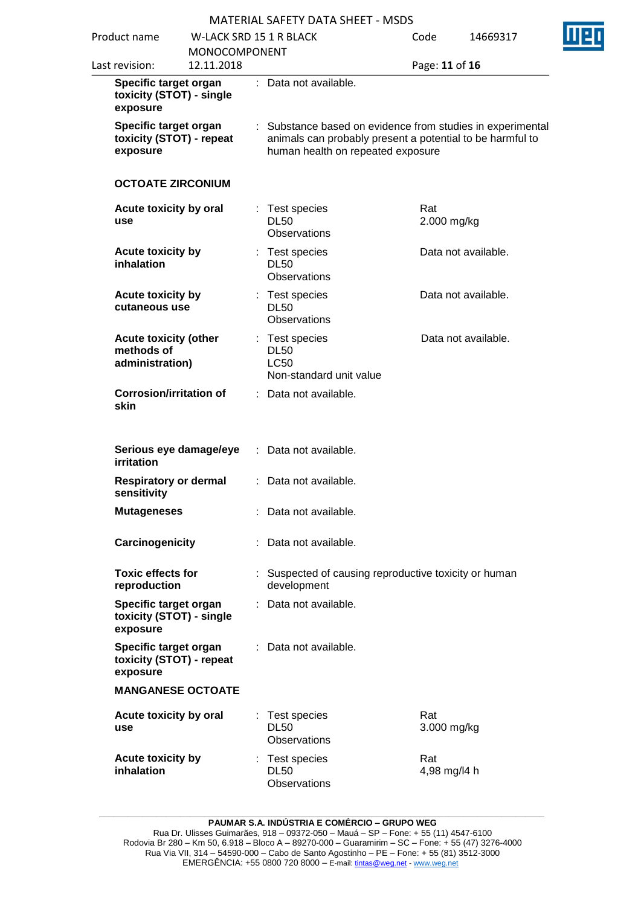| | | |
|---|---|---|
| **Specific target organ toxicity (STOT) - single exposure** | : Data not available. | |
| **Specific target organ toxicity (STOT) - repeat exposure** | : Substance based on evidence from studies in experimental animals can probably present a potential to be harmful to human health on repeated exposure | |

### OCTOATE ZIRCONIUM

| | | |
|---|---|---|
| **Acute toxicity by oral use** | : Test species<br>DL50<br>Observations | Rat<br>2.000 mg/kg |
| **Acute toxicity by inhalation** | : Test species<br>DL50<br>Observations | Data not available. |
| **Acute toxicity by cutaneous use** | : Test species<br>DL50<br>Observations | Data not available. |
| **Acute toxicity (other methods of administration)** | : Test species<br>DL50<br>LC50<br>Non-standard unit value | Data not available. |
| **Corrosion/irritation of skin** | : Data not available. | |
| **Serious eye damage/eye irritation** | : Data not available. | |
| **Respiratory or dermal sensitivity** | : Data not available. | |
| **Mutageneses** | : Data not available. | |
| **Carcinogenicity** | : Data not available. | |
| **Toxic effects for reproduction** | : Suspected of causing reproductive toxicity or human development | |
| **Specific target organ toxicity (STOT) - single exposure** | : Data not available. | |
| **Specific target organ toxicity (STOT) - repeat exposure** | : Data not available. | |

### MANGANESE OCTOATE

| | | |
|---|---|---|
| **Acute toxicity by oral use** | : Test species<br>DL50<br>Observations | Rat<br>3.000 mg/kg |
| **Acute toxicity by inhalation** | : Test species<br>DL50<br>Observations | Rat<br>4,98 mg/l4 h |

**PAUMAR S.A. INDÚSTRIA E COMÉRCIO – GRUPO WEG**
Rua Dr. Ulisses Guimarães, 918 – 09372-050 – Mauá – SP – Fone: + 55 (11) 4547-6100
Rodovia Br 280 – Km 50, 6.918 – Bloco A – 89270-000 – Guaramirim – SC – Fone: + 55 (47) 3276-4000
Rua Via VII, 314 – 54590-000 – Cabo de Santo Agostinho – PE – Fone: + 55 (81) 3512-3000
EMERGÊNCIA: +55 0800 720 8000 – E-mail: tintas@weg.net - www.weg.net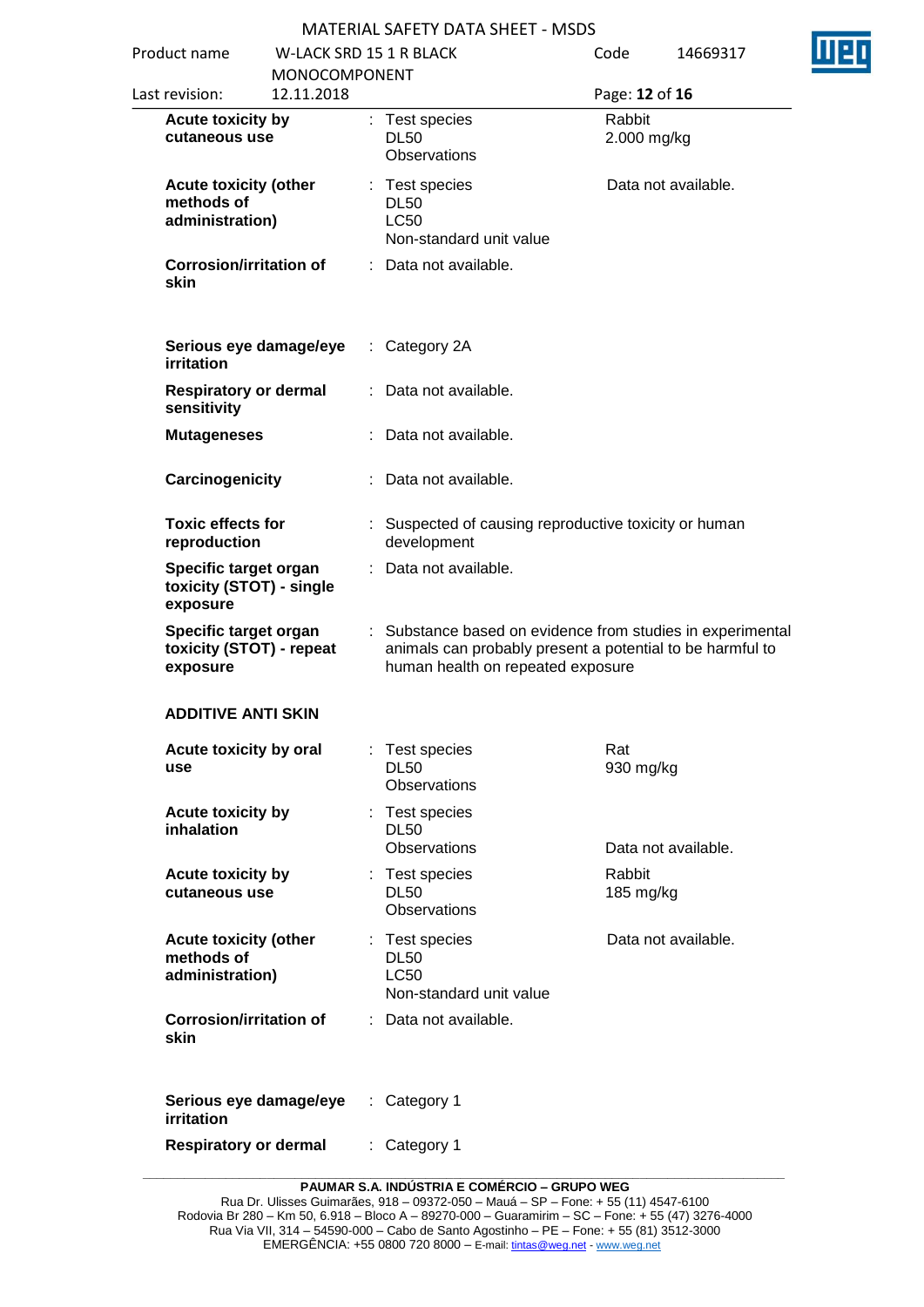| | | | |
|---|---|---|---|
| **Acute toxicity by cutaneous use** | : | Test species<br>DL50<br>Observations | Rabbit<br>2.000 mg/kg |
| **Acute toxicity (other methods of administration)** | : | Test species<br>DL50<br>LC50<br>Non-standard unit value | Data not available. |
| **Corrosion/irritation of skin** | : | Data not available. | |
| **Serious eye damage/eye irritation** | : | Category 2A | |
| **Respiratory or dermal sensitivity** | : | Data not available. | |
| **Mutageneses** | : | Data not available. | |
| **Carcinogenicity** | : | Data not available. | |
| **Toxic effects for reproduction** | : | Suspected of causing reproductive toxicity or human development | |
| **Specific target organ toxicity (STOT) - single exposure** | : | Data not available. | |
| **Specific target organ toxicity (STOT) - repeat exposure** | : | Substance based on evidence from studies in experimental animals can probably present a potential to be harmful to human health on repeated exposure | |

**ADDITIVE ANTI SKIN**

| | | | |
|---|---|---|---|
| **Acute toxicity by oral use** | : | Test species<br>DL50<br>Observations | Rat<br>930 mg/kg |
| **Acute toxicity by inhalation** | : | Test species<br>DL50<br>Observations | Data not available. |
| **Acute toxicity by cutaneous use** | : | Test species<br>DL50<br>Observations | Rabbit<br>185 mg/kg |
| **Acute toxicity (other methods of administration)** | : | Test species<br>DL50<br>LC50<br>Non-standard unit value | Data not available. |
| **Corrosion/irritation of skin** | : | Data not available. | |
| **Serious eye damage/eye irritation** | : | Category 1 | |
| **Respiratory or dermal** | : | Category 1 | |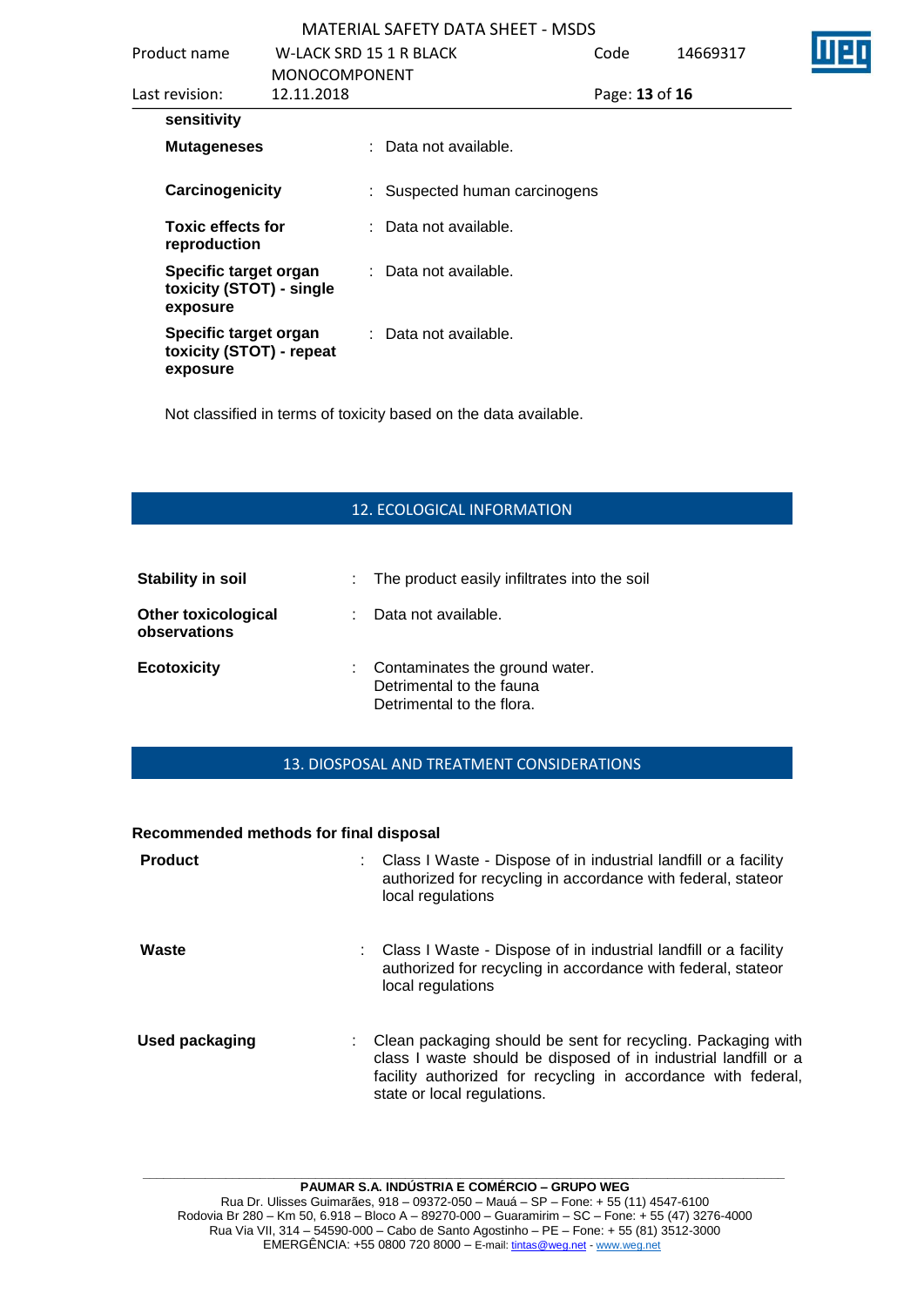sensitivity

| | | |
|---|---|---|
| **Mutageneses** | : | Data not available. |
| **Carcinogenicity** | : | Suspected human carcinogens |
| **Toxic effects for reproduction** | : | Data not available. |
| **Specific target organ toxicity (STOT) - single exposure** | : | Data not available. |
| **Specific target organ toxicity (STOT) - repeat exposure** | : | Data not available. |

Not classified in terms of toxicity based on the data available.

## 12. ECOLOGICAL INFORMATION

| | | |
|---|---|---|
| **Stability in soil** | : | The product easily infiltrates into the soil |
| **Other toxicological observations** | : | Data not available. |
| **Ecotoxicity** | : | Contaminates the ground water.<br>Detrimental to the fauna<br>Detrimental to the flora. |

## 13. DIOSPOSAL AND TREATMENT CONSIDERATIONS

**Recommended methods for final disposal**

| | | |
|---|---|---|
| **Product** | : | Class I Waste - Dispose of in industrial landfill or a facility authorized for recycling in accordance with federal, stateor local regulations |
| **Waste** | : | Class I Waste - Dispose of in industrial landfill or a facility authorized for recycling in accordance with federal, stateor local regulations |
| **Used packaging** | : | Clean packaging should be sent for recycling. Packaging with class I waste should be disposed of in industrial landfill or a facility authorized for recycling in accordance with federal, state or local regulations. |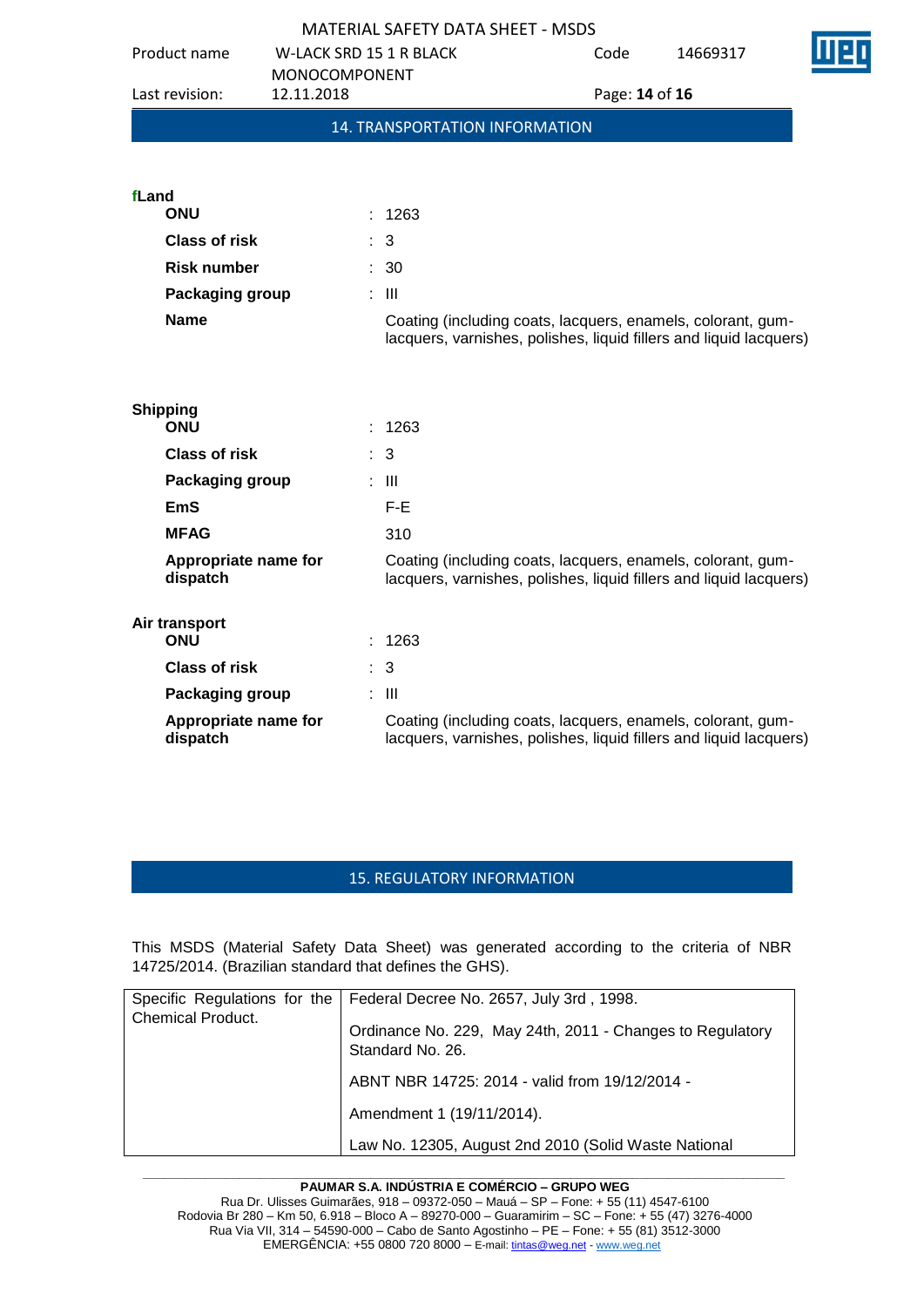## 14. TRANSPORTATION INFORMATION

**fLand**

| | |
|---|---|
| **ONU** | : 1263 |
| **Class of risk** | : 3 |
| **Risk number** | : 30 |
| **Packaging group** | : III |
| **Name** | Coating (including coats, lacquers, enamels, colorant, gum-lacquers, varnishes, polishes, liquid fillers and liquid lacquers) |

**Shipping**

| | |
|---|---|
| **ONU** | : 1263 |
| **Class of risk** | : 3 |
| **Packaging group** | : III |
| **EmS** | F-E |
| **MFAG** | 310 |
| **Appropriate name for dispatch** | Coating (including coats, lacquers, enamels, colorant, gum-lacquers, varnishes, polishes, liquid fillers and liquid lacquers) |

**Air transport**

| | |
|---|---|
| **ONU** | : 1263 |
| **Class of risk** | : 3 |
| **Packaging group** | : III |
| **Appropriate name for dispatch** | Coating (including coats, lacquers, enamels, colorant, gum-lacquers, varnishes, polishes, liquid fillers and liquid lacquers) |

## 15. REGULATORY INFORMATION

This MSDS (Material Safety Data Sheet) was generated according to the criteria of NBR 14725/2014. (Brazilian standard that defines the GHS).

| | |
|---|---|
| Specific Regulations for the Chemical Product. | Federal Decree No. 2657, July 3rd , 1998. |
| | Ordinance No. 229, May 24th, 2011 - Changes to Regulatory Standard No. 26. |
| | ABNT NBR 14725: 2014 - valid from 19/12/2014 - |
| | Amendment 1 (19/11/2014). |
| | Law No. 12305, August 2nd 2010 (Solid Waste National |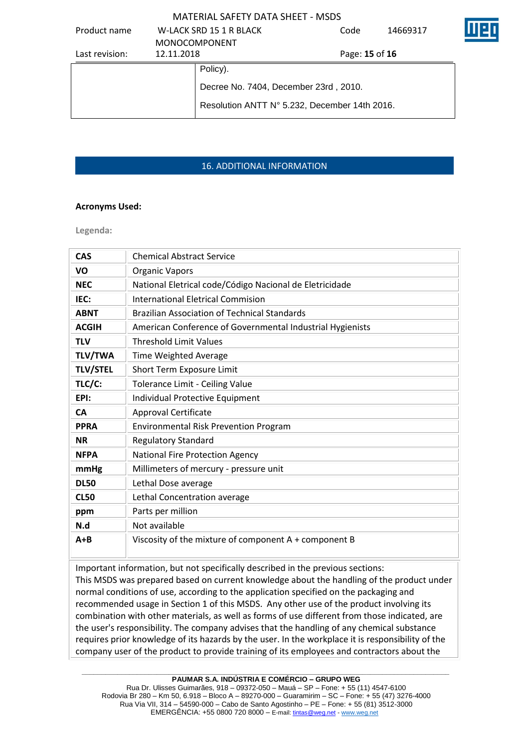| | Policy). |
|---|---|
| | Decree No. 7404, December 23rd , 2010. |
| | Resolution ANTT N° 5.232, December 14th 2016. |

## 16. ADDITIONAL INFORMATION

**Acronyms Used:**

**Legenda:**

| | |
|---|---|
| **CAS** | Chemical Abstract Service |
| **VO** | Organic Vapors |
| **NEC** | National Eletrical code/Código Nacional de Eletricidade |
| **IEC:** | International Eletrical Commision |
| **ABNT** | Brazilian Association of Technical Standards |
| **ACGIH** | American Conference of Governmental Industrial Hygienists |
| **TLV** | Threshold Limit Values |
| **TLV/TWA** | Time Weighted Average |
| **TLV/STEL** | Short Term Exposure Limit |
| **TLC/C:** | Tolerance Limit - Ceiling Value |
| **EPI:** | Individual Protective Equipment |
| **CA** | Approval Certificate |
| **PPRA** | Environmental Risk Prevention Program |
| **NR** | Regulatory Standard |
| **NFPA** | National Fire Protection Agency |
| **mmHg** | Millimeters of mercury - pressure unit |
| **DL50** | Lethal Dose average |
| **CL50** | Lethal Concentration average |
| **ppm** | Parts per million |
| **N.d** | Not available |
| **A+B** | Viscosity of the mixture of component A + component B |

Important information, but not specifically described in the previous sections:
This MSDS was prepared based on current knowledge about the handling of the product under normal conditions of use, according to the application specified on the packaging and recommended usage in Section 1 of this MSDS. Any other use of the product involving its combination with other materials, as well as forms of use different from those indicated, are the user's responsibility. The company advises that the handling of any chemical substance requires prior knowledge of its hazards by the user. In the workplace it is responsibility of the company user of the product to provide training of its employees and contractors about the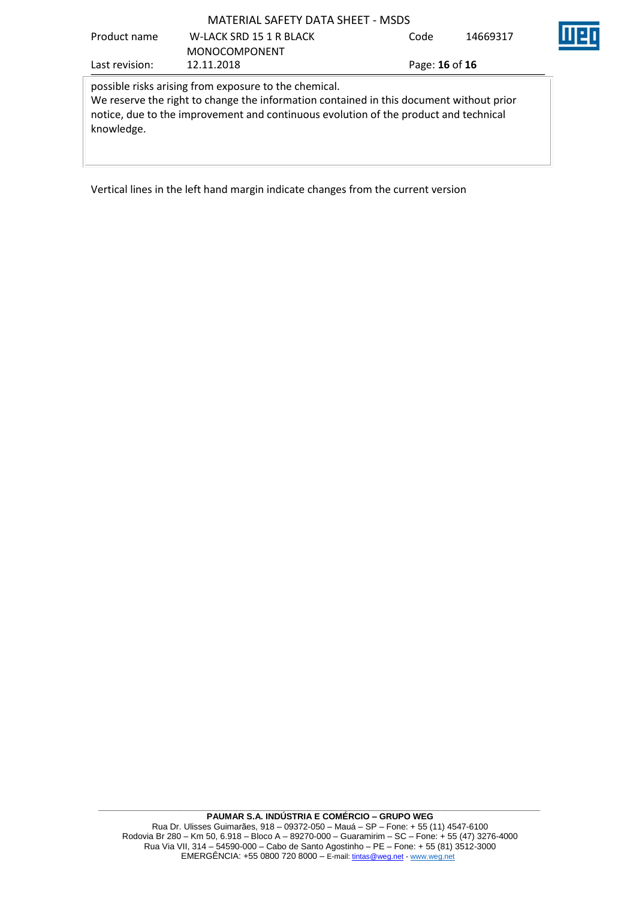possible risks arising from exposure to the chemical.
We reserve the right to change the information contained in this document without prior notice, due to the improvement and continuous evolution of the product and technical knowledge.

Vertical lines in the left hand margin indicate changes from the current version